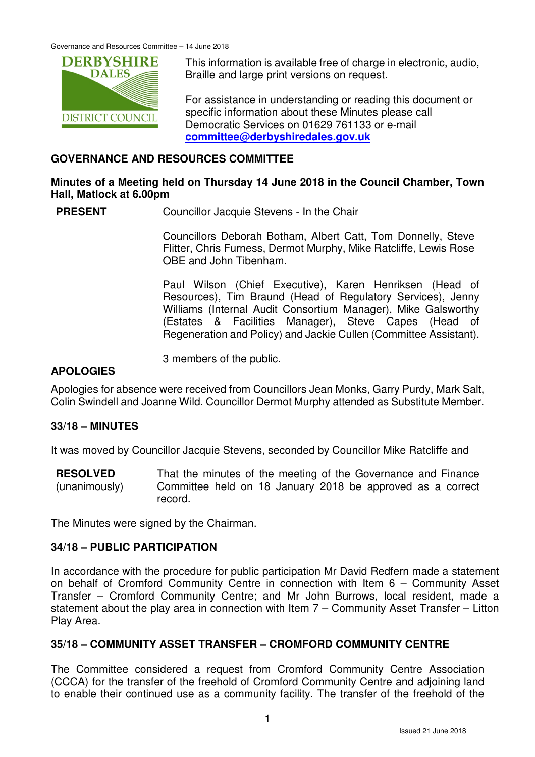This information is available free of charge in electronic, audio, Braille and large print versions on request.

For assistance in understanding or reading this document or specific information about these Minutes please call Democratic Services on 01629 761133 or e-mail **committee@derbyshiredales.gov.uk**

## GOVERNANCE AND RESOURCES COMMITTEE

**Minutes of a Meeting held on Thursday 14 June 2018 in the Council Chamber, Town Hall, Matlock at 6.00pm**

**PRESENT** Councillor Jacquie Stevens - In the Chair

Councillors Deborah Botham, Albert Catt, Tom Donnelly, Steve Flitter, Chris Furness, Dermot Murphy, Mike Ratcliffe, Lewis Rose OBE and John Tibenham.

Paul Wilson (Chief Executive), Karen Henriksen (Head of Resources), Tim Braund (Head of Regulatory Services), Jenny Williams (Internal Audit Consortium Manager), Mike Galsworthy (Estates & Facilities Manager), Steve Capes (Head of Regeneration and Policy) and Jackie Cullen (Committee Assistant).

3 members of the public.

**APOLOGIES**

Apologies for absence were received from Councillors Jean Monks, Garry Purdy, Mark Salt, Colin Swindell and Joanne Wild. Councillor Dermot Murphy attended as Substitute Member.

**33/18 – MINUTES**

It was moved by Councillor Jacquie Stevens, seconded by Councillor Mike Ratcliffe and

**RESOLVED** (unanimously) That the minutes of the meeting of the Governance and Finance Committee held on 18 January 2018 be approved as a correct record.

The Minutes were signed by the Chairman.

**34/18 – PUBLIC PARTICIPATION**

In accordance with the procedure for public participation Mr David Redfern made a statement on behalf of Cromford Community Centre in connection with Item 6 – Community Asset Transfer – Cromford Community Centre; and Mr John Burrows, local resident, made a statement about the play area in connection with Item 7 – Community Asset Transfer – Litton Play Area.

**35/18 – COMMUNITY ASSET TRANSFER – CROMFORD COMMUNITY CENTRE**

The Committee considered a request from Cromford Community Centre Association (CCCA) for the transfer of the freehold of Cromford Community Centre and adjoining land to enable their continued use as a community facility. The transfer of the freehold of the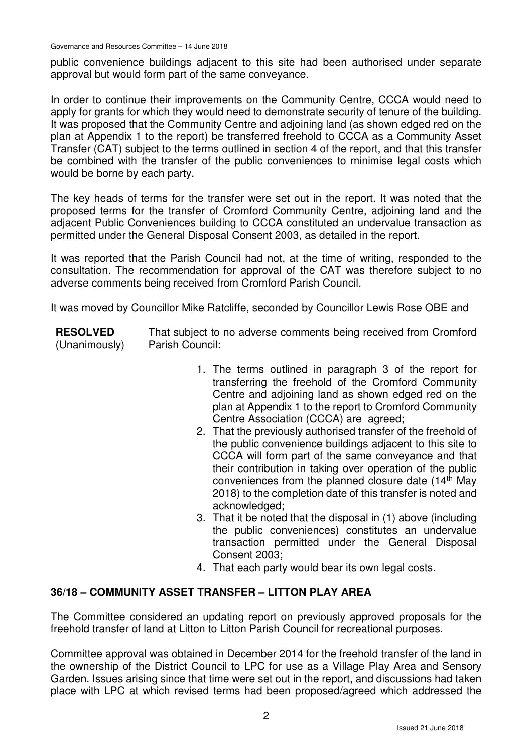public convenience buildings adjacent to this site had been authorised under separate approval but would form part of the same conveyance.

In order to continue their improvements on the Community Centre, CCCA would need to apply for grants for which they would need to demonstrate security of tenure of the building. It was proposed that the Community Centre and adjoining land (as shown edged red on the plan at Appendix 1 to the report) be transferred freehold to CCCA as a Community Asset Transfer (CAT) subject to the terms outlined in section 4 of the report, and that this transfer be combined with the transfer of the public conveniences to minimise legal costs which would be borne by each party.

The key heads of terms for the transfer were set out in the report. It was noted that the proposed terms for the transfer of Cromford Community Centre, adjoining land and the adjacent Public Conveniences building to CCCA constituted an undervalue transaction as permitted under the General Disposal Consent 2003, as detailed in the report.

It was reported that the Parish Council had not, at the time of writing, responded to the consultation. The recommendation for approval of the CAT was therefore subject to no adverse comments being received from Cromford Parish Council.

It was moved by Councillor Mike Ratcliffe, seconded by Councillor Lewis Rose OBE and

**RESOLVED** (Unanimously) That subject to no adverse comments being received from Cromford Parish Council:

1. The terms outlined in paragraph 3 of the report for transferring the freehold of the Cromford Community Centre and adjoining land as shown edged red on the plan at Appendix 1 to the report to Cromford Community Centre Association (CCCA) are agreed;
2. That the previously authorised transfer of the freehold of the public convenience buildings adjacent to this site to CCCA will form part of the same conveyance and that their contribution in taking over operation of the public conveniences from the planned closure date (14th May 2018) to the completion date of this transfer is noted and acknowledged;
3. That it be noted that the disposal in (1) above (including the public conveniences) constitutes an undervalue transaction permitted under the General Disposal Consent 2003;
4. That each party would bear its own legal costs.

## 36/18 – COMMUNITY ASSET TRANSFER – LITTON PLAY AREA

The Committee considered an updating report on previously approved proposals for the freehold transfer of land at Litton to Litton Parish Council for recreational purposes.

Committee approval was obtained in December 2014 for the freehold transfer of the land in the ownership of the District Council to LPC for use as a Village Play Area and Sensory Garden. Issues arising since that time were set out in the report, and discussions had taken place with LPC at which revised terms had been proposed/agreed which addressed the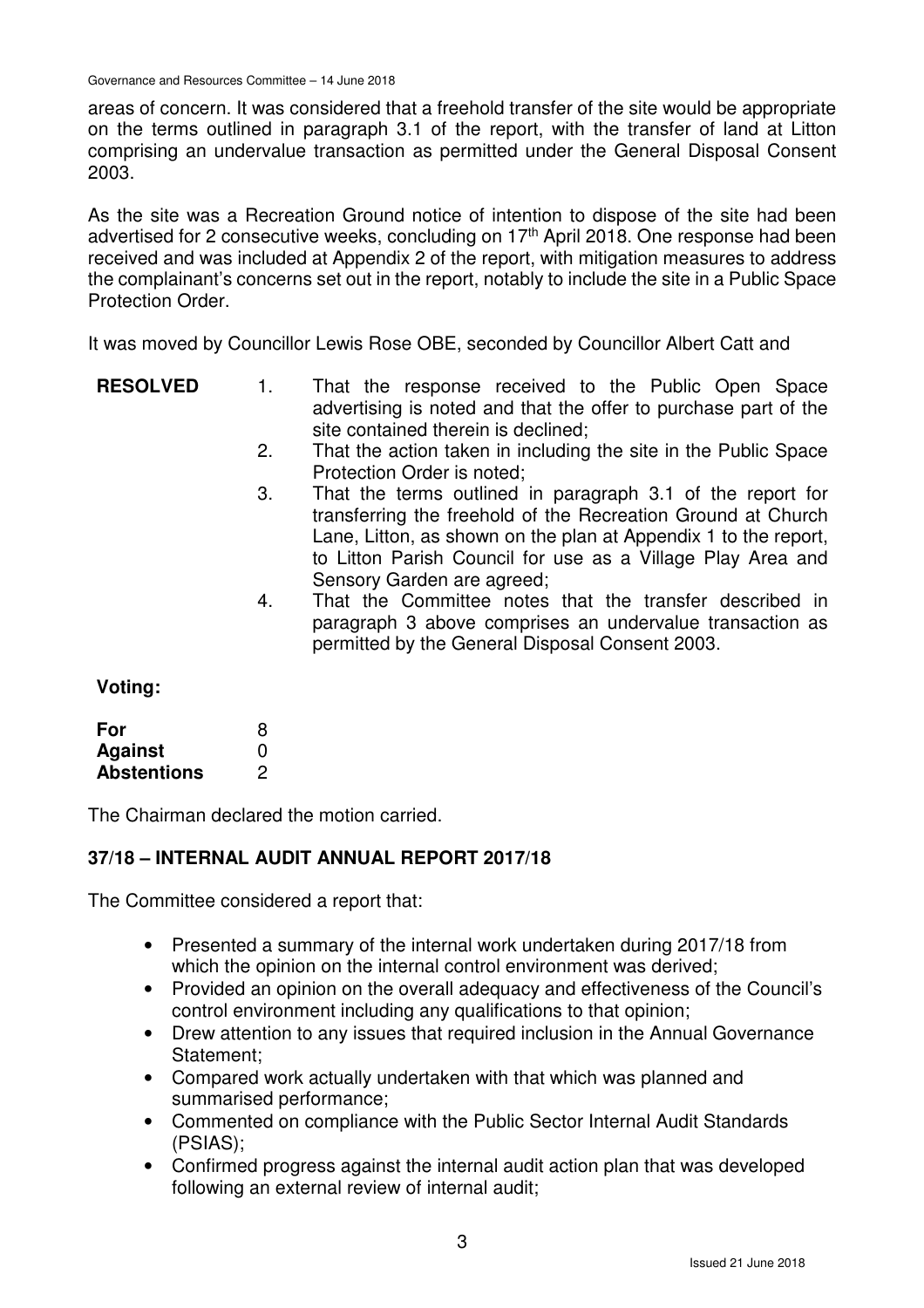areas of concern. It was considered that a freehold transfer of the site would be appropriate on the terms outlined in paragraph 3.1 of the report, with the transfer of land at Litton comprising an undervalue transaction as permitted under the General Disposal Consent 2003.

As the site was a Recreation Ground notice of intention to dispose of the site had been advertised for 2 consecutive weeks, concluding on 17th April 2018. One response had been received and was included at Appendix 2 of the report, with mitigation measures to address the complainant's concerns set out in the report, notably to include the site in a Public Space Protection Order.

It was moved by Councillor Lewis Rose OBE, seconded by Councillor Albert Catt and

**RESOLVED**

1. That the response received to the Public Open Space advertising is noted and that the offer to purchase part of the site contained therein is declined;
2. That the action taken in including the site in the Public Space Protection Order is noted;
3. That the terms outlined in paragraph 3.1 of the report for transferring the freehold of the Recreation Ground at Church Lane, Litton, as shown on the plan at Appendix 1 to the report, to Litton Parish Council for use as a Village Play Area and Sensory Garden are agreed;
4. That the Committee notes that the transfer described in paragraph 3 above comprises an undervalue transaction as permitted by the General Disposal Consent 2003.

**Voting:**

| | |
|---|---|
| **For** | 8 |
| **Against** | 0 |
| **Abstentions** | 2 |

The Chairman declared the motion carried.

## 37/18 – INTERNAL AUDIT ANNUAL REPORT 2017/18

The Committee considered a report that:

- Presented a summary of the internal work undertaken during 2017/18 from which the opinion on the internal control environment was derived;
- Provided an opinion on the overall adequacy and effectiveness of the Council's control environment including any qualifications to that opinion;
- Drew attention to any issues that required inclusion in the Annual Governance Statement;
- Compared work actually undertaken with that which was planned and summarised performance;
- Commented on compliance with the Public Sector Internal Audit Standards (PSIAS);
- Confirmed progress against the internal audit action plan that was developed following an external review of internal audit;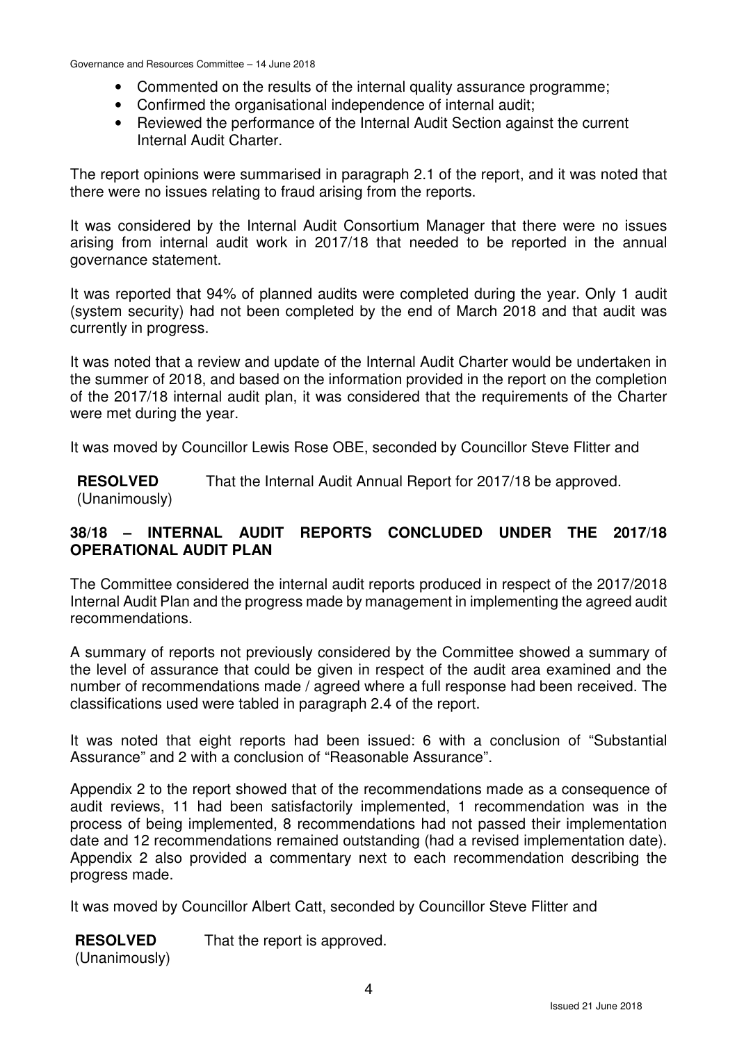- Commented on the results of the internal quality assurance programme;
- Confirmed the organisational independence of internal audit;
- Reviewed the performance of the Internal Audit Section against the current Internal Audit Charter.

The report opinions were summarised in paragraph 2.1 of the report, and it was noted that there were no issues relating to fraud arising from the reports.

It was considered by the Internal Audit Consortium Manager that there were no issues arising from internal audit work in 2017/18 that needed to be reported in the annual governance statement.

It was reported that 94% of planned audits were completed during the year. Only 1 audit (system security) had not been completed by the end of March 2018 and that audit was currently in progress.

It was noted that a review and update of the Internal Audit Charter would be undertaken in the summer of 2018, and based on the information provided in the report on the completion of the 2017/18 internal audit plan, it was considered that the requirements of the Charter were met during the year.

It was moved by Councillor Lewis Rose OBE, seconded by Councillor Steve Flitter and

**RESOLVED** (Unanimously) That the Internal Audit Annual Report for 2017/18 be approved.

## 38/18 – INTERNAL AUDIT REPORTS CONCLUDED UNDER THE 2017/18 OPERATIONAL AUDIT PLAN

The Committee considered the internal audit reports produced in respect of the 2017/2018 Internal Audit Plan and the progress made by management in implementing the agreed audit recommendations.

A summary of reports not previously considered by the Committee showed a summary of the level of assurance that could be given in respect of the audit area examined and the number of recommendations made / agreed where a full response had been received. The classifications used were tabled in paragraph 2.4 of the report.

It was noted that eight reports had been issued: 6 with a conclusion of "Substantial Assurance" and 2 with a conclusion of "Reasonable Assurance".

Appendix 2 to the report showed that of the recommendations made as a consequence of audit reviews, 11 had been satisfactorily implemented, 1 recommendation was in the process of being implemented, 8 recommendations had not passed their implementation date and 12 recommendations remained outstanding (had a revised implementation date). Appendix 2 also provided a commentary next to each recommendation describing the progress made.

It was moved by Councillor Albert Catt, seconded by Councillor Steve Flitter and

**RESOLVED** (Unanimously) That the report is approved.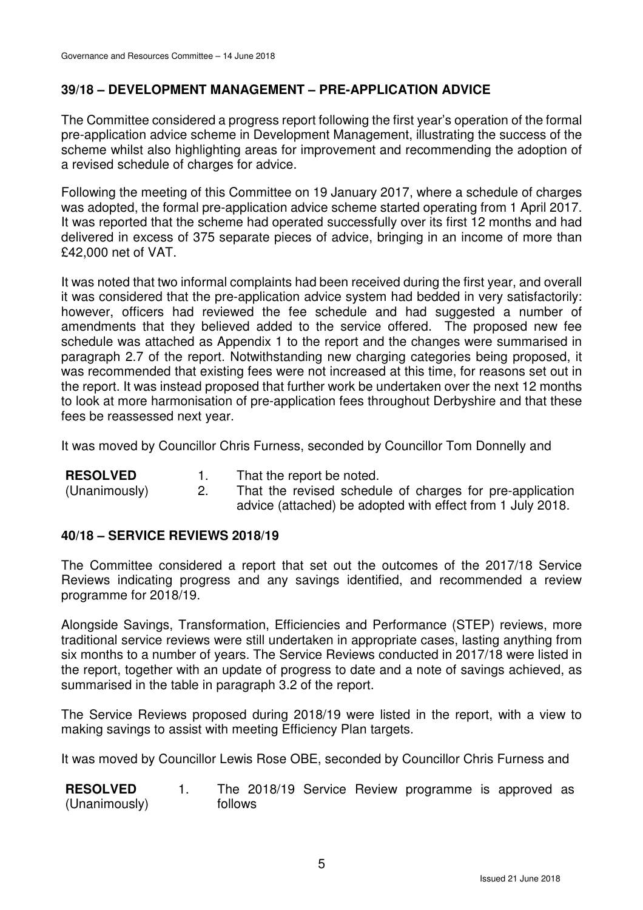## 39/18 – DEVELOPMENT MANAGEMENT – PRE-APPLICATION ADVICE

The Committee considered a progress report following the first year's operation of the formal pre-application advice scheme in Development Management, illustrating the success of the scheme whilst also highlighting areas for improvement and recommending the adoption of a revised schedule of charges for advice.

Following the meeting of this Committee on 19 January 2017, where a schedule of charges was adopted, the formal pre-application advice scheme started operating from 1 April 2017. It was reported that the scheme had operated successfully over its first 12 months and had delivered in excess of 375 separate pieces of advice, bringing in an income of more than £42,000 net of VAT.

It was noted that two informal complaints had been received during the first year, and overall it was considered that the pre-application advice system had bedded in very satisfactorily: however, officers had reviewed the fee schedule and had suggested a number of amendments that they believed added to the service offered. The proposed new fee schedule was attached as Appendix 1 to the report and the changes were summarised in paragraph 2.7 of the report. Notwithstanding new charging categories being proposed, it was recommended that existing fees were not increased at this time, for reasons set out in the report. It was instead proposed that further work be undertaken over the next 12 months to look at more harmonisation of pre-application fees throughout Derbyshire and that these fees be reassessed next year.

It was moved by Councillor Chris Furness, seconded by Councillor Tom Donnelly and

**RESOLVED** (Unanimously)

1. That the report be noted.
2. That the revised schedule of charges for pre-application advice (attached) be adopted with effect from 1 July 2018.

## 40/18 – SERVICE REVIEWS 2018/19

The Committee considered a report that set out the outcomes of the 2017/18 Service Reviews indicating progress and any savings identified, and recommended a review programme for 2018/19.

Alongside Savings, Transformation, Efficiencies and Performance (STEP) reviews, more traditional service reviews were still undertaken in appropriate cases, lasting anything from six months to a number of years. The Service Reviews conducted in 2017/18 were listed in the report, together with an update of progress to date and a note of savings achieved, as summarised in the table in paragraph 3.2 of the report.

The Service Reviews proposed during 2018/19 were listed in the report, with a view to making savings to assist with meeting Efficiency Plan targets.

It was moved by Councillor Lewis Rose OBE, seconded by Councillor Chris Furness and

**RESOLVED** (Unanimously)

1. The 2018/19 Service Review programme is approved as follows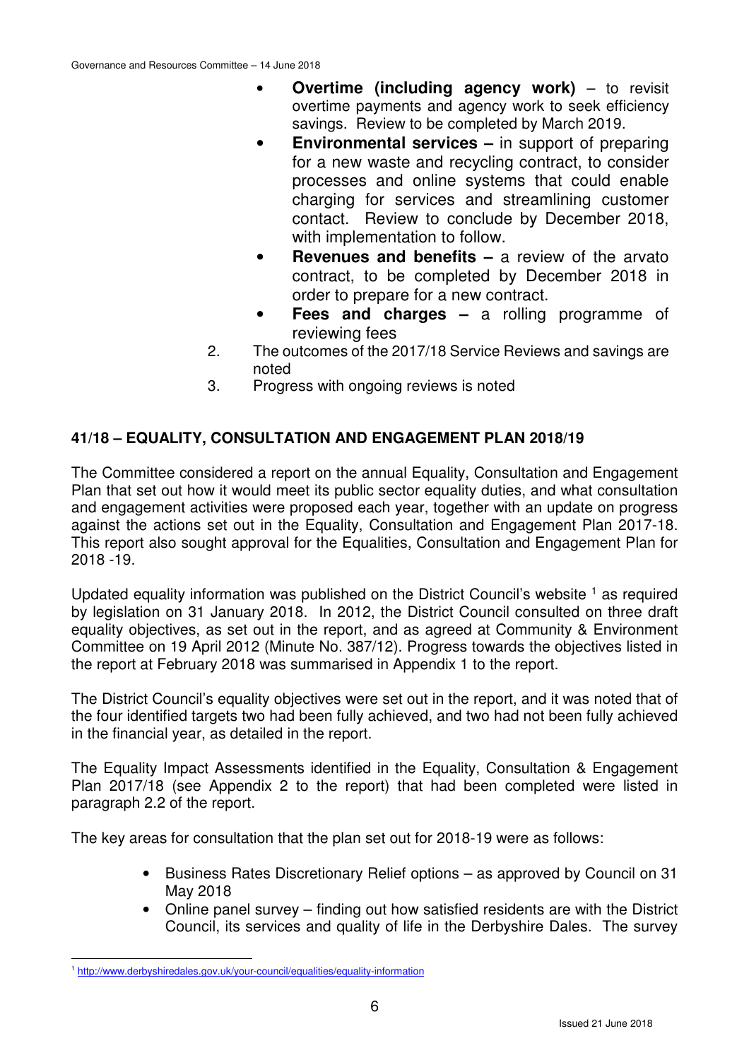- **Overtime (including agency work)** – to revisit overtime payments and agency work to seek efficiency savings. Review to be completed by March 2019.
- **Environmental services –** in support of preparing for a new waste and recycling contract, to consider processes and online systems that could enable charging for services and streamlining customer contact. Review to conclude by December 2018, with implementation to follow.
- **Revenues and benefits –** a review of the arvato contract, to be completed by December 2018 in order to prepare for a new contract.
- **Fees and charges –** a rolling programme of reviewing fees

2. The outcomes of the 2017/18 Service Reviews and savings are noted
3. Progress with ongoing reviews is noted

**41/18 – EQUALITY, CONSULTATION AND ENGAGEMENT PLAN 2018/19**

The Committee considered a report on the annual Equality, Consultation and Engagement Plan that set out how it would meet its public sector equality duties, and what consultation and engagement activities were proposed each year, together with an update on progress against the actions set out in the Equality, Consultation and Engagement Plan 2017-18. This report also sought approval for the Equalities, Consultation and Engagement Plan for 2018 -19.

Updated equality information was published on the District Council's website [1] as required by legislation on 31 January 2018. In 2012, the District Council consulted on three draft equality objectives, as set out in the report, and as agreed at Community & Environment Committee on 19 April 2012 (Minute No. 387/12). Progress towards the objectives listed in the report at February 2018 was summarised in Appendix 1 to the report.

The District Council's equality objectives were set out in the report, and it was noted that of the four identified targets two had been fully achieved, and two had not been fully achieved in the financial year, as detailed in the report.

The Equality Impact Assessments identified in the Equality, Consultation & Engagement Plan 2017/18 (see Appendix 2 to the report) that had been completed were listed in paragraph 2.2 of the report.

The key areas for consultation that the plan set out for 2018-19 were as follows:

- Business Rates Discretionary Relief options – as approved by Council on 31 May 2018
- Online panel survey – finding out how satisfied residents are with the District Council, its services and quality of life in the Derbyshire Dales. The survey

[1] http://www.derbyshiredales.gov.uk/your-council/equalities/equality-information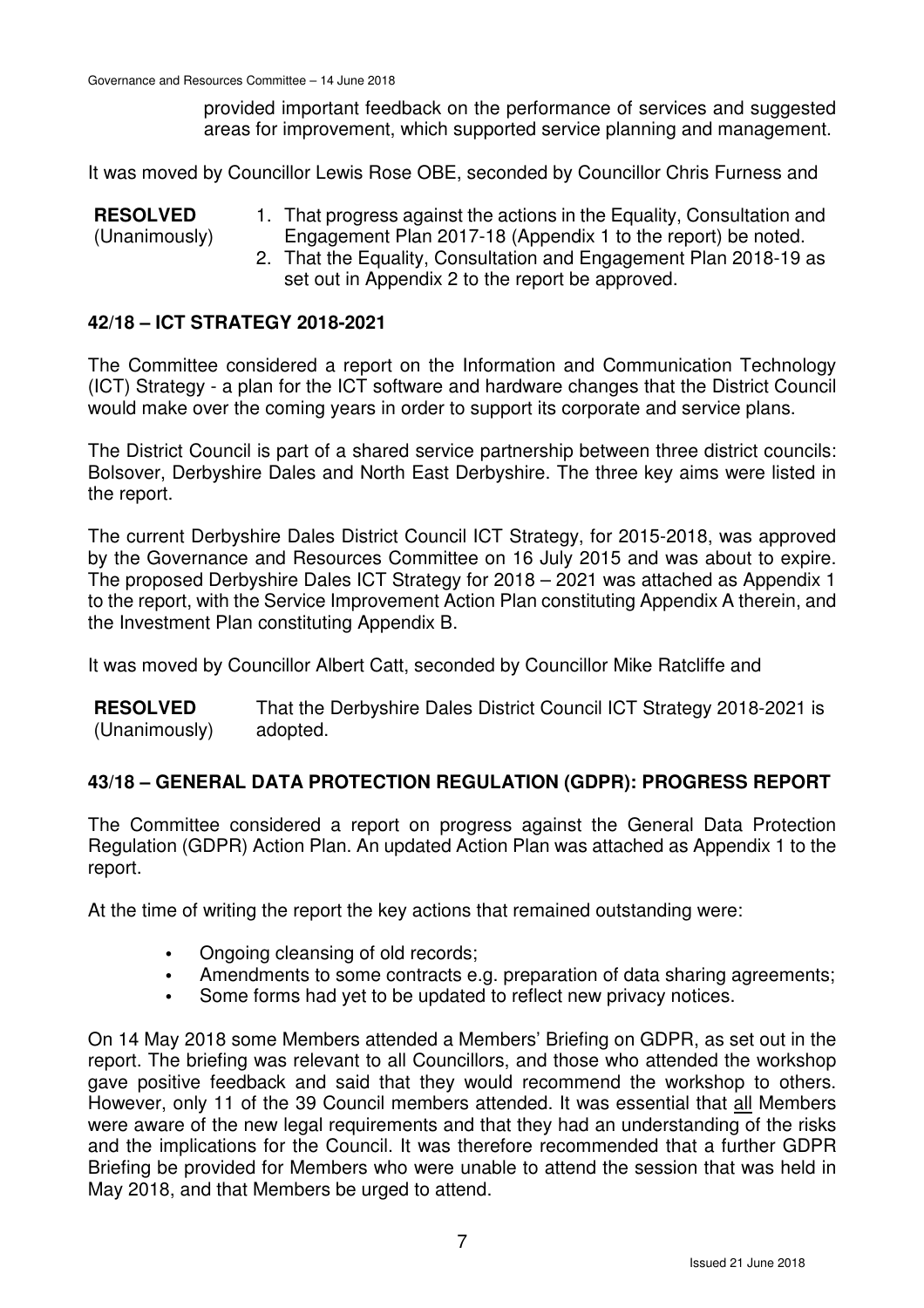provided important feedback on the performance of services and suggested areas for improvement, which supported service planning and management.

It was moved by Councillor Lewis Rose OBE, seconded by Councillor Chris Furness and

**RESOLVED** (Unanimously)

1. That progress against the actions in the Equality, Consultation and Engagement Plan 2017-18 (Appendix 1 to the report) be noted.
2. That the Equality, Consultation and Engagement Plan 2018-19 as set out in Appendix 2 to the report be approved.

## 42/18 – ICT STRATEGY 2018-2021

The Committee considered a report on the Information and Communication Technology (ICT) Strategy - a plan for the ICT software and hardware changes that the District Council would make over the coming years in order to support its corporate and service plans.

The District Council is part of a shared service partnership between three district councils: Bolsover, Derbyshire Dales and North East Derbyshire. The three key aims were listed in the report.

The current Derbyshire Dales District Council ICT Strategy, for 2015-2018, was approved by the Governance and Resources Committee on 16 July 2015 and was about to expire. The proposed Derbyshire Dales ICT Strategy for 2018 – 2021 was attached as Appendix 1 to the report, with the Service Improvement Action Plan constituting Appendix A therein, and the Investment Plan constituting Appendix B.

It was moved by Councillor Albert Catt, seconded by Councillor Mike Ratcliffe and

**RESOLVED** (Unanimously) That the Derbyshire Dales District Council ICT Strategy 2018-2021 is adopted.

## 43/18 – GENERAL DATA PROTECTION REGULATION (GDPR): PROGRESS REPORT

The Committee considered a report on progress against the General Data Protection Regulation (GDPR) Action Plan. An updated Action Plan was attached as Appendix 1 to the report.

At the time of writing the report the key actions that remained outstanding were:

- Ongoing cleansing of old records;
- Amendments to some contracts e.g. preparation of data sharing agreements;
- Some forms had yet to be updated to reflect new privacy notices.

On 14 May 2018 some Members attended a Members' Briefing on GDPR, as set out in the report. The briefing was relevant to all Councillors, and those who attended the workshop gave positive feedback and said that they would recommend the workshop to others. However, only 11 of the 39 Council members attended. It was essential that <u>all</u> Members were aware of the new legal requirements and that they had an understanding of the risks and the implications for the Council. It was therefore recommended that a further GDPR Briefing be provided for Members who were unable to attend the session that was held in May 2018, and that Members be urged to attend.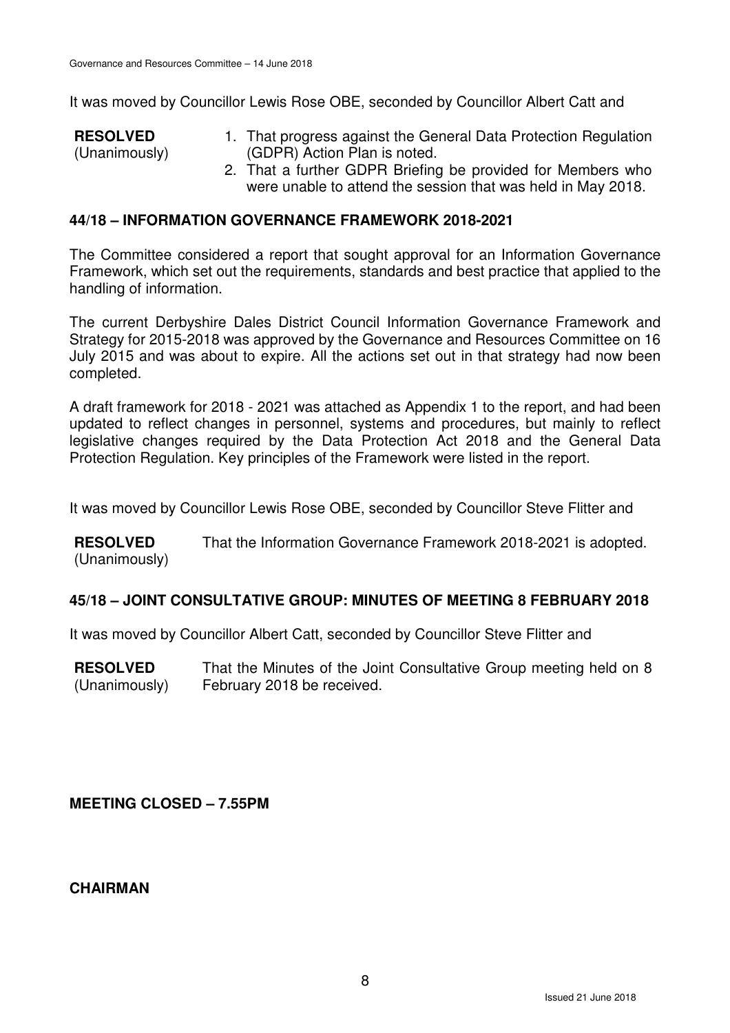It was moved by Councillor Lewis Rose OBE, seconded by Councillor Albert Catt and

**RESOLVED** (Unanimously)

1. That progress against the General Data Protection Regulation (GDPR) Action Plan is noted.
2. That a further GDPR Briefing be provided for Members who were unable to attend the session that was held in May 2018.

### 44/18 – INFORMATION GOVERNANCE FRAMEWORK 2018-2021

The Committee considered a report that sought approval for an Information Governance Framework, which set out the requirements, standards and best practice that applied to the handling of information.

The current Derbyshire Dales District Council Information Governance Framework and Strategy for 2015-2018 was approved by the Governance and Resources Committee on 16 July 2015 and was about to expire. All the actions set out in that strategy had now been completed.

A draft framework for 2018 - 2021 was attached as Appendix 1 to the report, and had been updated to reflect changes in personnel, systems and procedures, but mainly to reflect legislative changes required by the Data Protection Act 2018 and the General Data Protection Regulation. Key principles of the Framework were listed in the report.

It was moved by Councillor Lewis Rose OBE, seconded by Councillor Steve Flitter and

**RESOLVED** (Unanimously) That the Information Governance Framework 2018-2021 is adopted.

### 45/18 – JOINT CONSULTATIVE GROUP: MINUTES OF MEETING 8 FEBRUARY 2018

It was moved by Councillor Albert Catt, seconded by Councillor Steve Flitter and

**RESOLVED** (Unanimously) That the Minutes of the Joint Consultative Group meeting held on 8 February 2018 be received.

**MEETING CLOSED – 7.55PM**

**CHAIRMAN**

Issued 21 June 2018